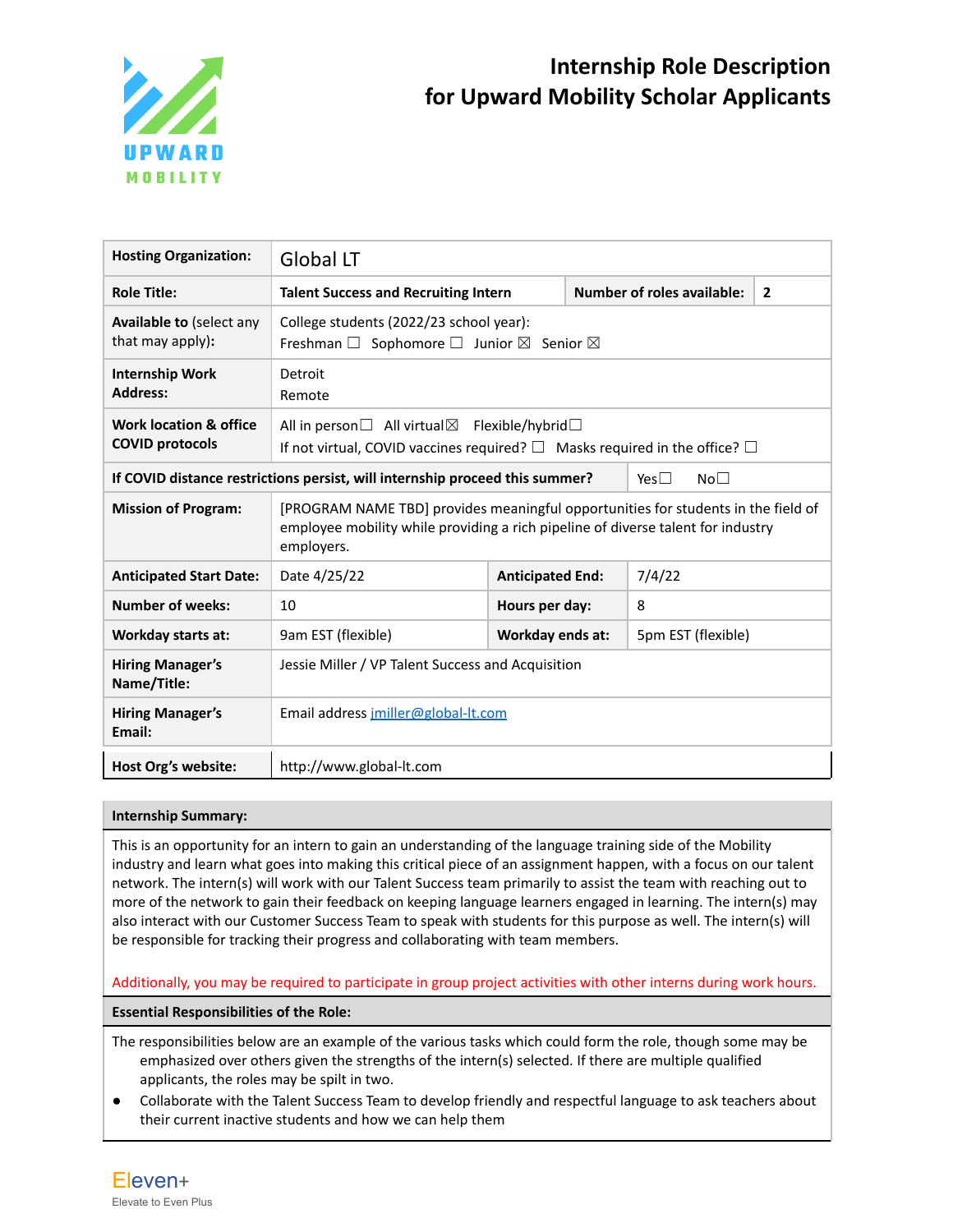# Internship Role Description for Upward Mobility Scholar Applicants

| | | | |
|---|---|---|---|
| **Hosting Organization:** | Global LT | | |
| **Role Title:** | **Talent Success and Recruiting Intern** | **Number of roles available:** | **2** |
| **Available to** (select any that may apply): | College students (2022/23 school year): Freshman ☐ Sophomore ☐ Junior ☒ Senior ☒ | | |
| **Internship Work Address:** | Detroit Remote | | |
| **Work location & office COVID protocols** | All in person☐ All virtual☒ Flexible/hybrid☐ If not virtual, COVID vaccines required? ☐ Masks required in the office? ☐ | | |
| **If COVID distance restrictions persist, will internship proceed this summer?** | | Yes☐ No☐ | |
| **Mission of Program:** | [PROGRAM NAME TBD] provides meaningful opportunities for students in the field of employee mobility while providing a rich pipeline of diverse talent for industry employers. | | |
| **Anticipated Start Date:** | Date 4/25/22 | **Anticipated End:** | 7/4/22 |
| **Number of weeks:** | 10 | **Hours per day:** | 8 |
| **Workday starts at:** | 9am EST (flexible) | **Workday ends at:** | 5pm EST (flexible) |
| **Hiring Manager's Name/Title:** | Jessie Miller / VP Talent Success and Acquisition | | |
| **Hiring Manager's Email:** | Email address jmiller@global-lt.com | | |
| **Host Org's website:** | http://www.global-lt.com | | |

**Internship Summary:**

This is an opportunity for an intern to gain an understanding of the language training side of the Mobility industry and learn what goes into making this critical piece of an assignment happen, with a focus on our talent network. The intern(s) will work with our Talent Success team primarily to assist the team with reaching out to more of the network to gain their feedback on keeping language learners engaged in learning. The intern(s) may also interact with our Customer Success Team to speak with students for this purpose as well. The intern(s) will be responsible for tracking their progress and collaborating with team members.

Additionally, you may be required to participate in group project activities with other interns during work hours.

**Essential Responsibilities of the Role:**

The responsibilities below are an example of the various tasks which could form the role, though some may be emphasized over others given the strengths of the intern(s) selected. If there are multiple qualified applicants, the roles may be spilt in two.

- Collaborate with the Talent Success Team to develop friendly and respectful language to ask teachers about their current inactive students and how we can help them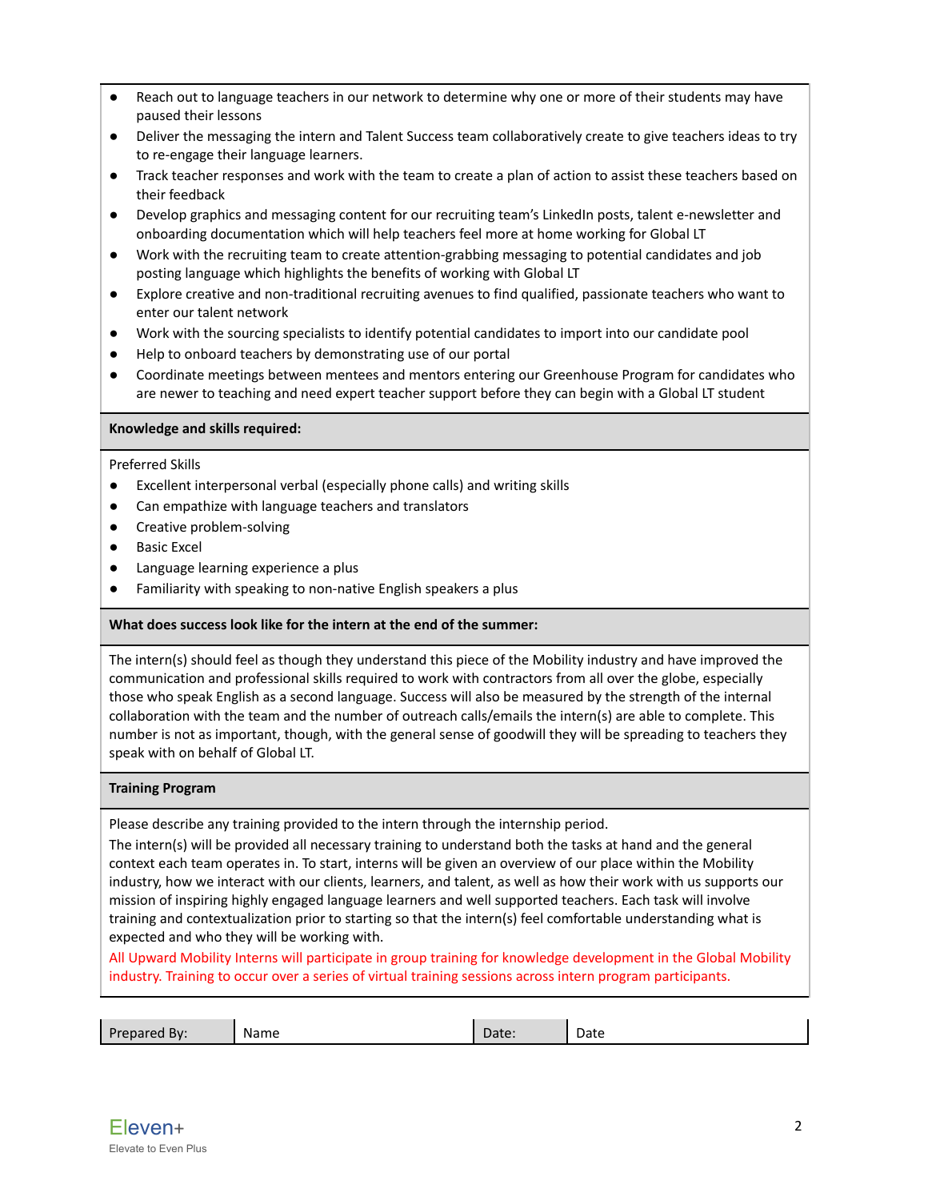- Reach out to language teachers in our network to determine why one or more of their students may have paused their lessons
- Deliver the messaging the intern and Talent Success team collaboratively create to give teachers ideas to try to re-engage their language learners.
- Track teacher responses and work with the team to create a plan of action to assist these teachers based on their feedback
- Develop graphics and messaging content for our recruiting team's LinkedIn posts, talent e-newsletter and onboarding documentation which will help teachers feel more at home working for Global LT
- Work with the recruiting team to create attention-grabbing messaging to potential candidates and job posting language which highlights the benefits of working with Global LT
- Explore creative and non-traditional recruiting avenues to find qualified, passionate teachers who want to enter our talent network
- Work with the sourcing specialists to identify potential candidates to import into our candidate pool
- Help to onboard teachers by demonstrating use of our portal
- Coordinate meetings between mentees and mentors entering our Greenhouse Program for candidates who are newer to teaching and need expert teacher support before they can begin with a Global LT student

**Knowledge and skills required:**

Preferred Skills

- Excellent interpersonal verbal (especially phone calls) and writing skills
- Can empathize with language teachers and translators
- Creative problem-solving
- Basic Excel
- Language learning experience a plus
- Familiarity with speaking to non-native English speakers a plus

**What does success look like for the intern at the end of the summer:**

The intern(s) should feel as though they understand this piece of the Mobility industry and have improved the communication and professional skills required to work with contractors from all over the globe, especially those who speak English as a second language. Success will also be measured by the strength of the internal collaboration with the team and the number of outreach calls/emails the intern(s) are able to complete. This number is not as important, though, with the general sense of goodwill they will be spreading to teachers they speak with on behalf of Global LT.

**Training Program**

Please describe any training provided to the intern through the internship period.

The intern(s) will be provided all necessary training to understand both the tasks at hand and the general context each team operates in. To start, interns will be given an overview of our place within the Mobility industry, how we interact with our clients, learners, and talent, as well as how their work with us supports our mission of inspiring highly engaged language learners and well supported teachers. Each task will involve training and contextualization prior to starting so that the intern(s) feel comfortable understanding what is expected and who they will be working with.

All Upward Mobility Interns will participate in group training for knowledge development in the Global Mobility industry. Training to occur over a series of virtual training sessions across intern program participants.

| | | | |
|---|---|---|---|
| Prepared By: | Name | Date: | Date |

Eleven+
Elevate to Even Plus